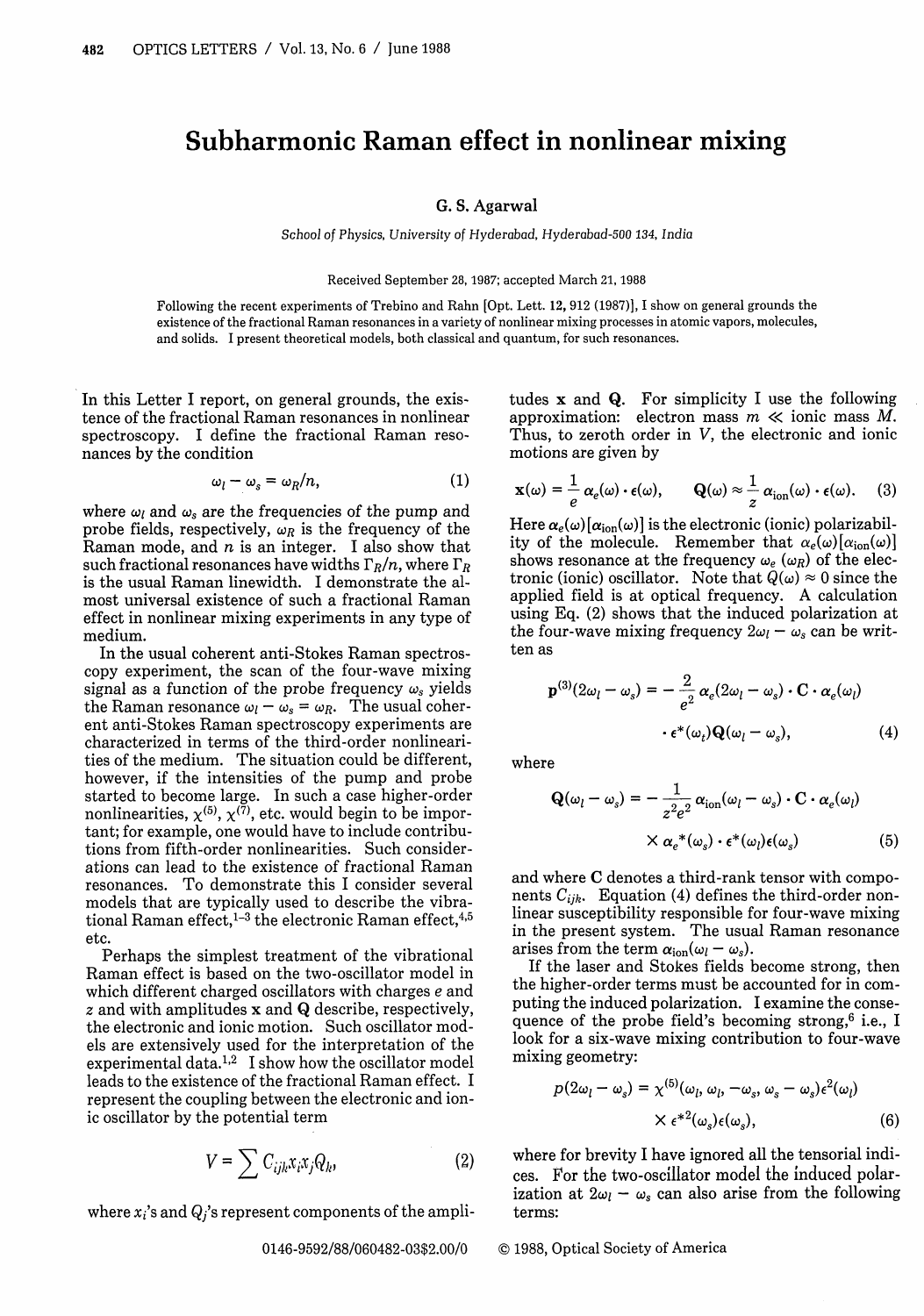# Subharmonic Raman effect in nonlinear mixing

G. S. Agarwal

*School of Physics, University of Hyderabad, Hyderabad-500 134, India*

Received September 28, 1987; accepted March 21, 1988

Following the recent experiments of Trebino and Rahn [Opt. Lett. **12**, 912 (1987)], I show on general grounds the existence of the fractional Raman resonances in a variety of nonlinear mixing processes in atomic vapors, molecules, and solids. I present theoretical models, both classical and quantum, for such resonances.

In this Letter I report, on general grounds, the existence of the fractional Raman resonances in nonlinear spectroscopy. I define the fractional Raman resonances by the condition

$$\omega_l - \omega_s = \omega_R/n, \tag{1}$$

where $\omega_l$ and $\omega_s$ are the frequencies of the pump and probe fields, respectively, $\omega_R$ is the frequency of the Raman mode, and $n$ is an integer. I also show that such fractional resonances have widths $\Gamma_R/n$, where $\Gamma_R$ is the usual Raman linewidth. I demonstrate the almost universal existence of such a fractional Raman effect in nonlinear mixing experiments in any type of medium.

In the usual coherent anti-Stokes Raman spectroscopy experiment, the scan of the four-wave mixing signal as a function of the probe frequency $\omega_s$ yields the Raman resonance $\omega_l - \omega_s = \omega_R$. The usual coherent anti-Stokes Raman spectroscopy experiments are characterized in terms of the third-order nonlinearities of the medium. The situation could be different, however, if the intensities of the pump and probe started to become large. In such a case higher-order nonlinearities, $\chi^{(5)}$, $\chi^{(7)}$, etc. would begin to be important; for example, one would have to include contributions from fifth-order nonlinearities. Such considerations can lead to the existence of fractional Raman resonances. To demonstrate this I consider several models that are typically used to describe the vibrational Raman effect,[1–3] the electronic Raman effect,[4,5] etc.

Perhaps the simplest treatment of the vibrational Raman effect is based on the two-oscillator model in which different charged oscillators with charges $e$ and $z$ and with amplitudes $\mathbf{x}$ and $\mathbf{Q}$ describe, respectively, the electronic and ionic motion. Such oscillator models are extensively used for the interpretation of the experimental data.[1,2] I show how the oscillator model leads to the existence of the fractional Raman effect. I represent the coupling between the electronic and ionic oscillator by the potential term

$$V = \sum C_{ijk} x_i x_j Q_k, \tag{2}$$

where $x_i$'s and $Q_j$'s represent components of the amplitudes $\mathbf{x}$ and $\mathbf{Q}$. For simplicity I use the following approximation: electron mass $m \ll$ ionic mass $M$. Thus, to zeroth order in $V$, the electronic and ionic motions are given by

$$\mathbf{x}(\omega) = \frac{1}{e}\,\boldsymbol{\alpha}_e(\omega)\cdot\boldsymbol{\epsilon}(\omega), \qquad \mathbf{Q}(\omega) \approx \frac{1}{z}\,\boldsymbol{\alpha}_{\text{ion}}(\omega)\cdot\boldsymbol{\epsilon}(\omega). \tag{3}$$

Here $\boldsymbol{\alpha}_e(\omega)\,[\boldsymbol{\alpha}_{\text{ion}}(\omega)]$ is the electronic (ionic) polarizability of the molecule. Remember that $\boldsymbol{\alpha}_e(\omega)\,[\boldsymbol{\alpha}_{\text{ion}}(\omega)]$ shows resonance at the frequency $\omega_e$ ($\omega_R$) of the electronic (ionic) oscillator. Note that $Q(\omega) \approx 0$ since the applied field is at optical frequency. A calculation using Eq. (2) shows that the induced polarization at the four-wave mixing frequency $2\omega_l - \omega_s$ can be written as

$$\mathbf{p}^{(3)}(2\omega_l - \omega_s) = -\frac{2}{e^2}\,\boldsymbol{\alpha}_e(2\omega_l - \omega_s)\cdot\mathbf{C}\cdot\boldsymbol{\alpha}_e(\omega_l)\cdot\boldsymbol{\epsilon}^*(\omega_t)\mathbf{Q}(\omega_l - \omega_s), \tag{4}$$

where

$$\mathbf{Q}(\omega_l - \omega_s) = -\frac{1}{z^2 e^2}\,\boldsymbol{\alpha}_{\text{ion}}(\omega_l - \omega_s)\cdot\mathbf{C}\cdot\boldsymbol{\alpha}_e(\omega_l)\times\boldsymbol{\alpha}_e{}^*(\omega_s)\cdot\boldsymbol{\epsilon}^*(\omega_l)\boldsymbol{\epsilon}(\omega_s) \tag{5}$$

and where $\mathbf{C}$ denotes a third-rank tensor with components $C_{ijk}$. Equation (4) defines the third-order nonlinear susceptibility responsible for four-wave mixing in the present system. The usual Raman resonance arises from the term $\alpha_{\text{ion}}(\omega_l - \omega_s)$.

If the laser and Stokes fields become strong, then the higher-order terms must be accounted for in computing the induced polarization. I examine the consequence of the probe field's becoming strong,[6] i.e., I look for a six-wave mixing contribution to four-wave mixing geometry:

$$p(2\omega_l - \omega_s) = \chi^{(5)}(\omega_l, \omega_l, -\omega_s, \omega_s - \omega_s)\epsilon^2(\omega_l)\times\epsilon^{*2}(\omega_s)\epsilon(\omega_s), \tag{6}$$

where for brevity I have ignored all the tensorial indices. For the two-oscillator model the induced polarization at $2\omega_l - \omega_s$ can also arise from the following terms: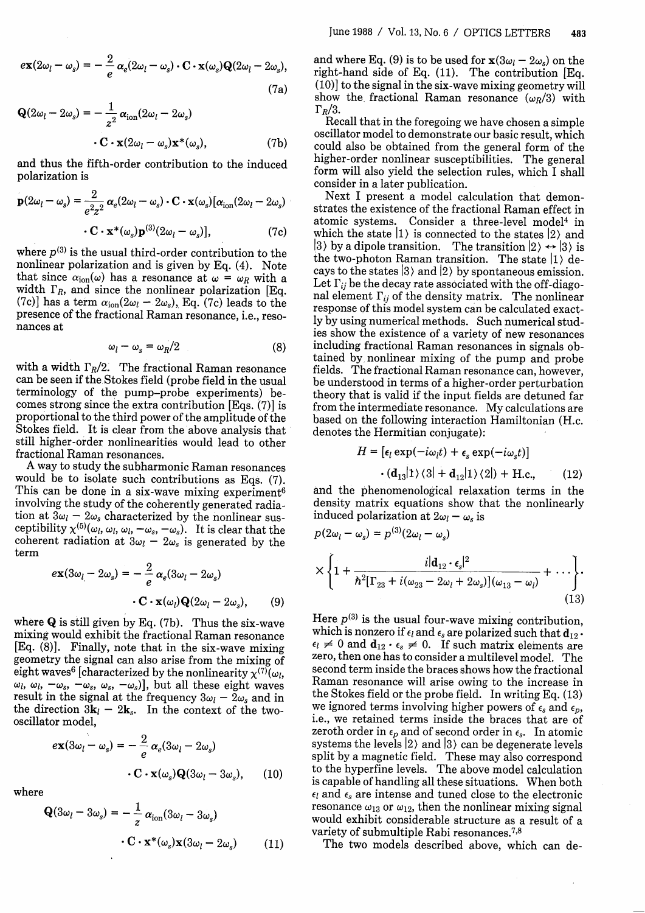$$e\mathbf{x}(2\omega_l - \omega_s) = -\frac{2}{e}\,\alpha_e(2\omega_l - \omega_s)\cdot \mathbf{C}\cdot \mathbf{x}(\omega_s)\mathbf{Q}(2\omega_l - 2\omega_s), \tag{7a}$$

$$\mathbf{Q}(2\omega_l - 2\omega_s) = -\frac{1}{z^2}\,\alpha_{\text{ion}}(2\omega_l - 2\omega_s) \cdot \mathbf{C}\cdot \mathbf{x}(2\omega_l - \omega_s)\mathbf{x}^*(\omega_s), \tag{7b}$$

and thus the fifth-order contribution to the induced polarization is

$$\mathbf{p}(2\omega_l - \omega_s) = \frac{2}{e^2 z^2}\,\alpha_e(2\omega_l - \omega_s)\cdot \mathbf{C}\cdot \mathbf{x}(\omega_s)[\alpha_{\text{ion}}(2\omega_l - 2\omega_s) \cdot \mathbf{C}\cdot \mathbf{x}^*(\omega_s)\mathbf{p}^{(3)}(2\omega_l - \omega_s)], \tag{7c}$$

where $p^{(3)}$ is the usual third-order contribution to the nonlinear polarization and is given by Eq. (4). Note that since $\alpha_{\text{ion}}(\omega)$ has a resonance at $\omega = \omega_R$ with a width $\Gamma_R$, and since the nonlinear polarization [Eq. (7c)] has a term $\alpha_{\text{ion}}(2\omega_l - 2\omega_s)$, Eq. (7c) leads to the presence of the fractional Raman resonance, i.e., resonances at

$$\omega_l - \omega_s = \omega_R/2 \tag{8}$$

with a width $\Gamma_R/2$. The fractional Raman resonance can be seen if the Stokes field (probe field in the usual terminology of the pump–probe experiments) becomes strong since the extra contribution [Eqs. (7)] is proportional to the third power of the amplitude of the Stokes field. It is clear from the above analysis that still higher-order nonlinearities would lead to other fractional Raman resonances.

A way to study the subharmonic Raman resonances would be to isolate such contributions as Eqs. (7). This can be done in a six-wave mixing experiment[6] involving the study of the coherently generated radiation at $3\omega_l - 2\omega_s$ characterized by the nonlinear susceptibility $\chi^{(5)}(\omega_l, \omega_l, \omega_l, -\omega_s, -\omega_s)$. It is clear that the coherent radiation at $3\omega_l - 2\omega_s$ is generated by the term

$$e\mathbf{x}(3\omega_l - 2\omega_s) = -\frac{2}{e}\,\alpha_e(3\omega_l - 2\omega_s) \cdot \mathbf{C}\cdot \mathbf{x}(\omega_l)\mathbf{Q}(2\omega_l - 2\omega_s), \tag{9}$$

where $\mathbf{Q}$ is still given by Eq. (7b). Thus the six-wave mixing would exhibit the fractional Raman resonance [Eq. (8)]. Finally, note that in the six-wave mixing geometry the signal can also arise from the mixing of eight waves[6] [characterized by the nonlinearity $\chi^{(7)}(\omega_l, \omega_l, \omega_l, -\omega_s, -\omega_s, \omega_s, -\omega_s)$], but all these eight waves result in the signal at the frequency $3\omega_l - 2\omega_s$ and in the direction $3\mathbf{k}_l - 2\mathbf{k}_s$. In the context of the two-oscillator model,

$$e\mathbf{x}(3\omega_l - \omega_s) = -\frac{2}{e}\,\alpha_e(3\omega_l - 2\omega_s) \cdot \mathbf{C}\cdot \mathbf{x}(\omega_s)\mathbf{Q}(3\omega_l - 3\omega_s), \tag{10}$$

where

$$\mathbf{Q}(3\omega_l - 3\omega_s) = -\frac{1}{z}\,\alpha_{\text{ion}}(3\omega_l - 3\omega_s) \cdot \mathbf{C}\cdot \mathbf{x}^*(\omega_s)\mathbf{x}(3\omega_l - 2\omega_s) \tag{11}$$

and where Eq. (9) is to be used for $\mathbf{x}(3\omega_l - 2\omega_s)$ on the right-hand side of Eq. (11). The contribution [Eq. (10)] to the signal in the six-wave mixing geometry will show the fractional Raman resonance $(\omega_R/3)$ with $\Gamma_R/3$.

Recall that in the foregoing we have chosen a simple oscillator model to demonstrate our basic result, which could also be obtained from the general form of the higher-order nonlinear susceptibilities. The general form will also yield the selection rules, which I shall consider in a later publication.

Next I present a model calculation that demonstrates the existence of the fractional Raman effect in atomic systems. Consider a three-level model[4] in which the state $|1\rangle$ is connected to the states $|2\rangle$ and $|3\rangle$ by a dipole transition. The transition $|2\rangle \leftrightarrow |3\rangle$ is the two-photon Raman transition. The state $|1\rangle$ decays to the states $|3\rangle$ and $|2\rangle$ by spontaneous emission. Let $\Gamma_{ij}$ be the decay rate associated with the off-diagonal element $\Gamma_{ij}$ of the density matrix. The nonlinear response of this model system can be calculated exactly by using numerical methods. Such numerical studies show the existence of a variety of new resonances including fractional Raman resonances in signals obtained by nonlinear mixing of the pump and probe fields. The fractional Raman resonance can, however, be understood in terms of a higher-order perturbation theory that is valid if the input fields are detuned far from the intermediate resonance. My calculations are based on the following interaction Hamiltonian (H.c. denotes the Hermitian conjugate):

$$H = [\epsilon_l \exp(-i\omega_l t) + \epsilon_s \exp(-i\omega_s t)] \cdot (\mathbf{d}_{13}|1\rangle\langle 3| + \mathbf{d}_{12}|1\rangle\langle 2|) + \text{H.c.}, \tag{12}$$

and the phenomenological relaxation terms in the density matrix equations show that the nonlinearly induced polarization at $2\omega_l - \omega_s$ is

$$p(2\omega_l - \omega_s) = p^{(3)}(2\omega_l - \omega_s) \times \left\{1 + \frac{i|\mathbf{d}_{12}\cdot \epsilon_s|^2}{\hbar^2[\Gamma_{23} + i(\omega_{23} - 2\omega_l + 2\omega_s)](\omega_{13} - \omega_l)} + \cdots\right\}. \tag{13}$$

Here $p^{(3)}$ is the usual four-wave mixing contribution, which is nonzero if $\epsilon_l$ and $\epsilon_s$ are polarized such that $\mathbf{d}_{12}\cdot \epsilon_l \neq 0$ and $\mathbf{d}_{12}\cdot \epsilon_s \neq 0$. If such matrix elements are zero, then one has to consider a multilevel model. The second term inside the braces shows how the fractional Raman resonance will arise owing to the increase in the Stokes field or the probe field. In writing Eq. (13) we ignored terms involving higher powers of $\epsilon_s$ and $\epsilon_p$, i.e., we retained terms inside the braces that are of zeroth order in $\epsilon_p$ and of second order in $\epsilon_s$. In atomic systems the levels $|2\rangle$ and $|3\rangle$ can be degenerate levels split by a magnetic field. These may also correspond to the hyperfine levels. The above model calculation is capable of handling all these situations. When both $\epsilon_l$ and $\epsilon_s$ are intense and tuned close to the electronic resonance $\omega_{13}$ or $\omega_{12}$, then the nonlinear mixing signal would exhibit considerable structure as a result of a variety of submultiple Rabi resonances.[7,8]

The two models described above, which can de-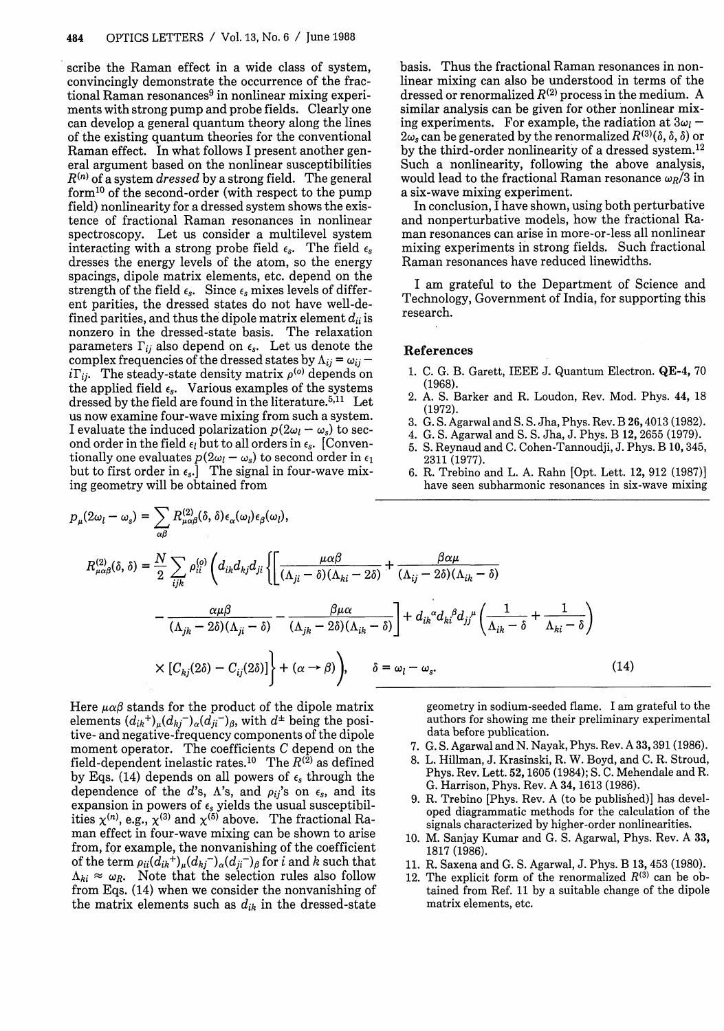scribe the Raman effect in a wide class of system, convincingly demonstrate the occurrence of the fractional Raman resonances[9] in nonlinear mixing experiments with strong pump and probe fields. Clearly one can develop a general quantum theories for the conventional Raman effect along the lines of the existing quantum theories for the conventional Raman effect. In what follows I present another general argument based on the nonlinear susceptibilities $R^{(n)}$ of a system *dressed* by a strong field. The general form[10] of the second-order (with respect to the pump field) nonlinearity for a dressed system shows the existence of fractional Raman resonances in nonlinear spectroscopy. Let us consider a multilevel system interacting with a strong probe field $\epsilon_s$. The field $\epsilon_s$ dresses the energy levels of the atom, so the energy spacings, dipole matrix elements, etc. depend on the strength of the field $\epsilon_s$. Since $\epsilon_s$ mixes levels of different parities, the dressed states do not have well-defined parities, and thus the dipole matrix element $d_{ii}$ is nonzero in the dressed-state basis. The relaxation parameters $\Gamma_{ij}$ also depend on $\epsilon_s$. Let us denote the complex frequencies of the dressed states by $\Lambda_{ij} = \omega_{ij} - i\Gamma_{ij}$. The steady-state density matrix $\rho^{(o)}$ depends on the applied field $\epsilon_s$. Various examples of the systems dressed by the field are found in the literature.[5,11] Let us now examine four-wave mixing from such a system. I evaluate the induced polarization $p(2\omega_l - \omega_s)$ to second order in the field $\epsilon_l$ but to all orders in $\epsilon_s$. [Conventionally one evaluates $p(2\omega_l - \omega_s)$ to second order in $\epsilon_l$ but to first order in $\epsilon_s$.] The signal in four-wave mixing geometry will be obtained from

$$p_\mu(2\omega_l - \omega_s) = \sum_{\alpha\beta} R^{(2)}_{\mu\alpha\beta}(\delta, \delta)\epsilon_\alpha(\omega_l)\epsilon_\beta(\omega_l),$$

$$R^{(2)}_{\mu\alpha\beta}(\delta, \delta) = \frac{N}{2}\sum_{ijk} \rho_{ii}^{(o)} \Bigg( d_{ik}d_{kj}d_{ji} \Bigg\{ \Bigg[ \frac{\mu\alpha\beta}{(\Lambda_{ji} - \delta)(\Lambda_{ki} - 2\delta)} + \frac{\beta\alpha\mu}{(\Lambda_{ij} - 2\delta)(\Lambda_{ik} - \delta)} - \frac{\alpha\mu\beta}{(\Lambda_{jk} - 2\delta)(\Lambda_{ji} - \delta)} - \frac{\beta\mu\alpha}{(\Lambda_{jk} - 2\delta)(\Lambda_{ik} - \delta)} \Bigg] + d_{ik}{}^{\alpha} d_{ki}{}^{\beta} d_{jj}{}^{\mu} \left( \frac{1}{\Lambda_{ik} - \delta} + \frac{1}{\Lambda_{ki} - \delta} \right) \times [C_{kj}(2\delta) - C_{ij}(2\delta)] \Bigg\} + (\alpha \to \beta) \Bigg), \qquad \delta = \omega_l - \omega_s. \tag{14}$$

Here $\mu\alpha\beta$ stands for the product of the dipole matrix elements $(d_{ik}{}^{+})_\mu (d_{kj}{}^{-})_\alpha (d_{ji}{}^{-})_\beta$, with $d^{\pm}$ being the positive- and negative-frequency components of the dipole moment operator. The coefficients $C$ depend on the field-dependent inelastic rates.[10] The $R^{(2)}$ as defined by Eqs. (14) depends on all powers of $\epsilon_s$ through the dependence of the $d$'s, $\Lambda$'s, and $\rho_{ij}$'s on $\epsilon_s$, and its expansion in powers of $\epsilon_s$ yields the usual susceptibilities $\chi^{(n)}$, e.g., $\chi^{(3)}$ and $\chi^{(5)}$ above. The fractional Raman effect in four-wave mixing can be shown to arise from, for example, the nonvanishing of the coefficient of the term $\rho_{ii}(d_{ik}{}^{+})_\mu (d_{kj}{}^{-})_\alpha (d_{ji}{}^{-})_\beta$ for $i$ and $k$ such that $\Lambda_{ki} \approx \omega_R$. Note that the selection rules also follow from Eqs. (14) when we consider the nonvanishing of the matrix elements such as $d_{ik}$ in the dressed-state basis. Thus the fractional Raman resonances in nonlinear mixing can also be understood in terms of the dressed or renormalized $R^{(2)}$ process in the medium. A similar analysis can be given for other nonlinear mixing experiments. For example, the radiation at $3\omega_l - 2\omega_s$ can be generated by the renormalized $R^{(3)}(\delta, \delta, \delta)$ or by the third-order nonlinearity of a dressed system.[12] Such a nonlinearity, following the above analysis, would lead to the fractional Raman resonance $\omega_R/3$ in a six-wave mixing experiment.

In conclusion, I have shown, using both perturbative and nonperturbative models, how the fractional Raman resonances can arise in more-or-less all nonlinear mixing experiments in strong fields. Such fractional Raman resonances have reduced linewidths.

I am grateful to the Department of Science and Technology, Government of India, for supporting this research.

## References

1. C. G. B. Garett, IEEE J. Quantum Electron. **QE-4**, 70 (1968).
2. A. S. Barker and R. Loudon, Rev. Mod. Phys. **44**, 18 (1972).
3. G. S. Agarwal and S. S. Jha, Phys. Rev. B **26**, 4013 (1982).
4. G. S. Agarwal and S. S. Jha, J. Phys. B **12**, 2655 (1979).
5. S. Reynaud and C. Cohen-Tannoudji, J. Phys. B **10**, 345, 2311 (1977).
6. R. Trebino and L. A. Rahn [Opt. Lett. **12**, 912 (1987)] have seen subharmonic resonances in six-wave mixing geometry in sodium-seeded flame. I am grateful to the authors for showing me their preliminary experimental data before publication.
7. G. S. Agarwal and N. Nayak, Phys. Rev. A **33**, 391 (1986).
8. L. Hillman, J. Krasinski, R. W. Boyd, and C. R. Stroud, Phys. Rev. Lett. **52**, 1605 (1984); S. C. Mehendale and R. G. Harrison, Phys. Rev. A **34**, 1613 (1986).
9. R. Trebino [Phys. Rev. A (to be published)] has developed diagrammatic methods for the calculation of the signals characterized by higher-order nonlinearities.
10. M. Sanjay Kumar and G. S. Agarwal, Phys. Rev. A **33**, 1817 (1986).
11. R. Saxena and G. S. Agarwal, J. Phys. B **13**, 453 (1980).
12. The explicit form of the renormalized $R^{(3)}$ can be obtained from Ref. 11 by a suitable change of the dipole matrix elements, etc.